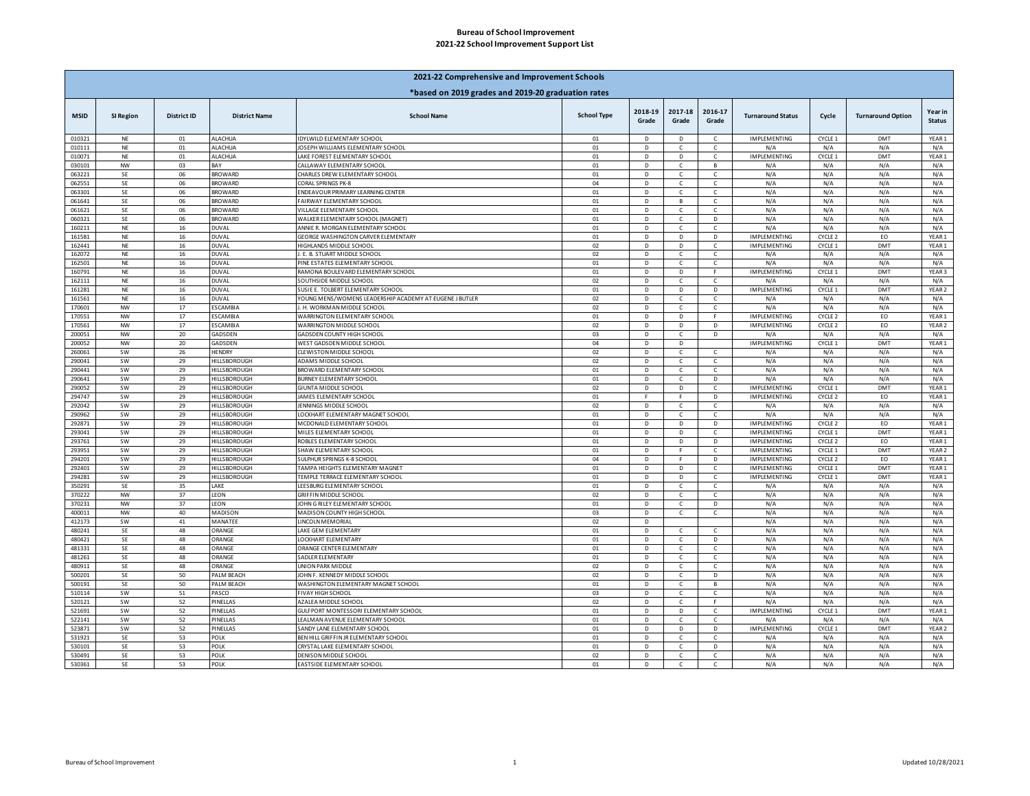# Bureau of School Improvement
## 2021-22 School Improvement Support List

| 2021-22 Comprehensive and Improvement Schools | | | | | | | | | | | | |
|---|---|---|---|---|---|---|---|---|---|---|---|---|
| ***based on 2019 grades and 2019-20 graduation rates** | | | | | | | | | | | | |
| **MSID** | **SI Region** | **District ID** | **District Name** | **School Name** | **School Type** | **2018-19 Grade** | **2017-18 Grade** | **2016-17 Grade** | **Turnaround Status** | **Cycle** | **Turnaround Option** | **Year in Status** |
| 010321 | NE | 01 | ALACHUA | IDYLWILD ELEMENTARY SCHOOL | 01 | D | D | C | IMPLEMENTING | CYCLE 1 | DMT | YEAR 1 |
| 010111 | NE | 01 | ALACHUA | JOSEPH WILLIAMS ELEMENTARY SCHOOL | 01 | D | C | C | N/A | N/A | N/A | N/A |
| 010071 | NE | 01 | ALACHUA | LAKE FOREST ELEMENTARY SCHOOL | 01 | D | D | C | IMPLEMENTING | CYCLE 1 | DMT | YEAR 1 |
| 030101 | NW | 03 | BAY | CALLAWAY ELEMENTARY SCHOOL | 01 | D | C | B | N/A | N/A | N/A | N/A |
| 063221 | SE | 06 | BROWARD | CHARLES DREW ELEMENTARY SCHOOL | 01 | D | C | C | N/A | N/A | N/A | N/A |
| 062551 | SE | 06 | BROWARD | CORAL SPRINGS PK-8 | 04 | D | C | C | N/A | N/A | N/A | N/A |
| 063301 | SE | 06 | BROWARD | ENDEAVOUR PRIMARY LEARNING CENTER | 01 | D | C | C | N/A | N/A | N/A | N/A |
| 061641 | SE | 06 | BROWARD | FAIRWAY ELEMENTARY SCHOOL | 01 | D | B | C | N/A | N/A | N/A | N/A |
| 061621 | SE | 06 | BROWARD | VILLAGE ELEMENTARY SCHOOL | 01 | D | C | C | N/A | N/A | N/A | N/A |
| 060321 | SE | 06 | BROWARD | WALKER ELEMENTARY SCHOOL (MAGNET) | 01 | D | C | D | N/A | N/A | N/A | N/A |
| 160211 | NE | 16 | DUVAL | ANNIE R. MORGAN ELEMENTARY SCHOOL | 01 | D | C | C | N/A | N/A | N/A | N/A |
| 161581 | NE | 16 | DUVAL | GEORGE WASHINGTON CARVER ELEMENTARY | 01 | D | D | D | IMPLEMENTING | CYCLE 2 | EO | YEAR 1 |
| 162441 | NE | 16 | DUVAL | HIGHLANDS MIDDLE SCHOOL | 02 | D | D | C | IMPLEMENTING | CYCLE 1 | DMT | YEAR 1 |
| 162072 | NE | 16 | DUVAL | J. E. B. STUART MIDDLE SCHOOL | 02 | D | C | C | N/A | N/A | N/A | N/A |
| 162501 | NE | 16 | DUVAL | PINE ESTATES ELEMENTARY SCHOOL | 01 | D | C | C | N/A | N/A | N/A | N/A |
| 160791 | NE | 16 | DUVAL | RAMONA BOULEVARD ELEMENTARY SCHOOL | 01 | D | D | F | IMPLEMENTING | CYCLE 1 | DMT | YEAR 3 |
| 162111 | NE | 16 | DUVAL | SOUTHSIDE MIDDLE SCHOOL | 02 | D | C | C | N/A | N/A | N/A | N/A |
| 161281 | NE | 16 | DUVAL | SUSIE E. TOLBERT ELEMENTARY SCHOOL | 01 | D | D | D | IMPLEMENTING | CYCLE 1 | DMT | YEAR 2 |
| 161561 | NE | 16 | DUVAL | YOUNG MENS/WOMENS LEADERSHIP ACADEMY AT EUGENE J BUTLER | 02 | D | C | C | N/A | N/A | N/A | N/A |
| 170601 | NW | 17 | ESCAMBIA | J. H. WORKMAN MIDDLE SCHOOL | 02 | D | C | C | N/A | N/A | N/A | N/A |
| 170551 | NW | 17 | ESCAMBIA | WARRINGTON ELEMENTARY SCHOOL | 01 | D | D | F | IMPLEMENTING | CYCLE 2 | EO | YEAR 1 |
| 170561 | NW | 17 | ESCAMBIA | WARRINGTON MIDDLE SCHOOL | 02 | D | D | D | IMPLEMENTING | CYCLE 2 | EO | YEAR 2 |
| 200051 | NW | 20 | GADSDEN | GADSDEN COUNTY HIGH SCHOOL | 03 | D | C | D | N/A | N/A | N/A | N/A |
| 200052 | NW | 20 | GADSDEN | WEST GADSDEN MIDDLE SCHOOL | 04 | D | D | | IMPLEMENTING | CYCLE 1 | DMT | YEAR 1 |
| 260061 | SW | 26 | HENDRY | CLEWISTON MIDDLE SCHOOL | 02 | D | C | C | N/A | N/A | N/A | N/A |
| 290041 | SW | 29 | HILLSBOROUGH | ADAMS MIDDLE SCHOOL | 02 | D | C | C | N/A | N/A | N/A | N/A |
| 290441 | SW | 29 | HILLSBOROUGH | BROWARD ELEMENTARY SCHOOL | 01 | D | C | C | N/A | N/A | N/A | N/A |
| 290641 | SW | 29 | HILLSBOROUGH | BURNEY ELEMENTARY SCHOOL | 01 | D | C | D | N/A | N/A | N/A | N/A |
| 290052 | SW | 29 | HILLSBOROUGH | GIUNTA MIDDLE SCHOOL | 02 | D | D | C | IMPLEMENTING | CYCLE 1 | DMT | YEAR 1 |
| 294747 | SW | 29 | HILLSBOROUGH | JAMES ELEMENTARY SCHOOL | 01 | F | F | D | IMPLEMENTING | CYCLE 2 | EO | YEAR 1 |
| 292042 | SW | 29 | HILLSBOROUGH | JENNINGS MIDDLE SCHOOL | 02 | D | C | C | N/A | N/A | N/A | N/A |
| 290962 | SW | 29 | HILLSBOROUGH | LOCKHART ELEMENTARY MAGNET SCHOOL | 01 | D | C | C | N/A | N/A | N/A | N/A |
| 292871 | SW | 29 | HILLSBOROUGH | MCDONALD ELEMENTARY SCHOOL | 01 | D | D | D | IMPLEMENTING | CYCLE 2 | EO | YEAR 1 |
| 293041 | SW | 29 | HILLSBOROUGH | MILES ELEMENTARY SCHOOL | 01 | D | D | C | IMPLEMENTING | CYCLE 1 | DMT | YEAR 1 |
| 293761 | SW | 29 | HILLSBOROUGH | ROBLES ELEMENTARY SCHOOL | 01 | D | D | D | IMPLEMENTING | CYCLE 2 | EO | YEAR 1 |
| 293951 | SW | 29 | HILLSBOROUGH | SHAW ELEMENTARY SCHOOL | 01 | D | F | C | IMPLEMENTING | CYCLE 1 | DMT | YEAR 2 |
| 294201 | SW | 29 | HILLSBOROUGH | SULPHUR SPRINGS K-8 SCHOOL | 04 | D | F | D | IMPLEMENTING | CYCLE 2 | EO | YEAR 1 |
| 292401 | SW | 29 | HILLSBOROUGH | TAMPA HEIGHTS ELEMENTARY MAGNET | 01 | D | D | C | IMPLEMENTING | CYCLE 1 | DMT | YEAR 1 |
| 294281 | SW | 29 | HILLSBOROUGH | TEMPLE TERRACE ELEMENTARY SCHOOL | 01 | D | D | C | IMPLEMENTING | CYCLE 1 | DMT | YEAR 1 |
| 350291 | SE | 35 | LAKE | LEESBURG ELEMENTARY SCHOOL | 01 | D | C | C | N/A | N/A | N/A | N/A |
| 370222 | NW | 37 | LEON | GRIFFIN MIDDLE SCHOOL | 02 | D | C | C | N/A | N/A | N/A | N/A |
| 370231 | NW | 37 | LEON | JOHN G RILEY ELEMENTARY SCHOOL | 01 | D | C | D | N/A | N/A | N/A | N/A |
| 400011 | NW | 40 | MADISON | MADISON COUNTY HIGH SCHOOL | 03 | D | C | C | N/A | N/A | N/A | N/A |
| 412173 | SW | 41 | MANATEE | LINCOLN MEMORIAL | 02 | D | | | N/A | N/A | N/A | N/A |
| 480241 | SE | 48 | ORANGE | LAKE GEM ELEMENTARY | 01 | D | C | C | N/A | N/A | N/A | N/A |
| 480421 | SE | 48 | ORANGE | LOCKHART ELEMENTARY | 01 | D | C | D | N/A | N/A | N/A | N/A |
| 481331 | SE | 48 | ORANGE | ORANGE CENTER ELEMENTARY | 01 | D | C | C | N/A | N/A | N/A | N/A |
| 481261 | SE | 48 | ORANGE | SADLER ELEMENTARY | 01 | D | C | C | N/A | N/A | N/A | N/A |
| 480911 | SE | 48 | ORANGE | UNION PARK MIDDLE | 02 | D | C | C | N/A | N/A | N/A | N/A |
| 500201 | SE | 50 | PALM BEACH | JOHN F. KENNEDY MIDDLE SCHOOL | 02 | D | C | D | N/A | N/A | N/A | N/A |
| 500191 | SE | 50 | PALM BEACH | WASHINGTON ELEMENTARY MAGNET SCHOOL | 01 | D | C | B | N/A | N/A | N/A | N/A |
| 510114 | SW | 51 | PASCO | FIVAY HIGH SCHOOL | 03 | D | C | C | N/A | N/A | N/A | N/A |
| 520121 | SW | 52 | PINELLAS | AZALEA MIDDLE SCHOOL | 02 | D | C | F | N/A | N/A | N/A | N/A |
| 521691 | SW | 52 | PINELLAS | GULFPORT MONTESSORI ELEMENTARY SCHOOL | 01 | D | D | C | IMPLEMENTING | CYCLE 1 | DMT | YEAR 1 |
| 522141 | SW | 52 | PINELLAS | LEALMAN AVENUE ELEMENTARY SCHOOL | 01 | D | C | C | N/A | N/A | N/A | N/A |
| 523871 | SW | 52 | PINELLAS | SANDY LANE ELEMENTARY SCHOOL | 01 | D | D | D | IMPLEMENTING | CYCLE 1 | DMT | YEAR 2 |
| 531921 | SE | 53 | POLK | BEN HILL GRIFFIN JR ELEMENTARY SCHOOL | 01 | D | C | C | N/A | N/A | N/A | N/A |
| 530101 | SE | 53 | POLK | CRYSTAL LAKE ELEMENTARY SCHOOL | 01 | D | C | D | N/A | N/A | N/A | N/A |
| 530491 | SE | 53 | POLK | DENISON MIDDLE SCHOOL | 02 | D | C | C | N/A | N/A | N/A | N/A |
| 530361 | SE | 53 | POLK | EASTSIDE ELEMENTARY SCHOOL | 01 | D | C | C | N/A | N/A | N/A | N/A |

Updated 10/28/2021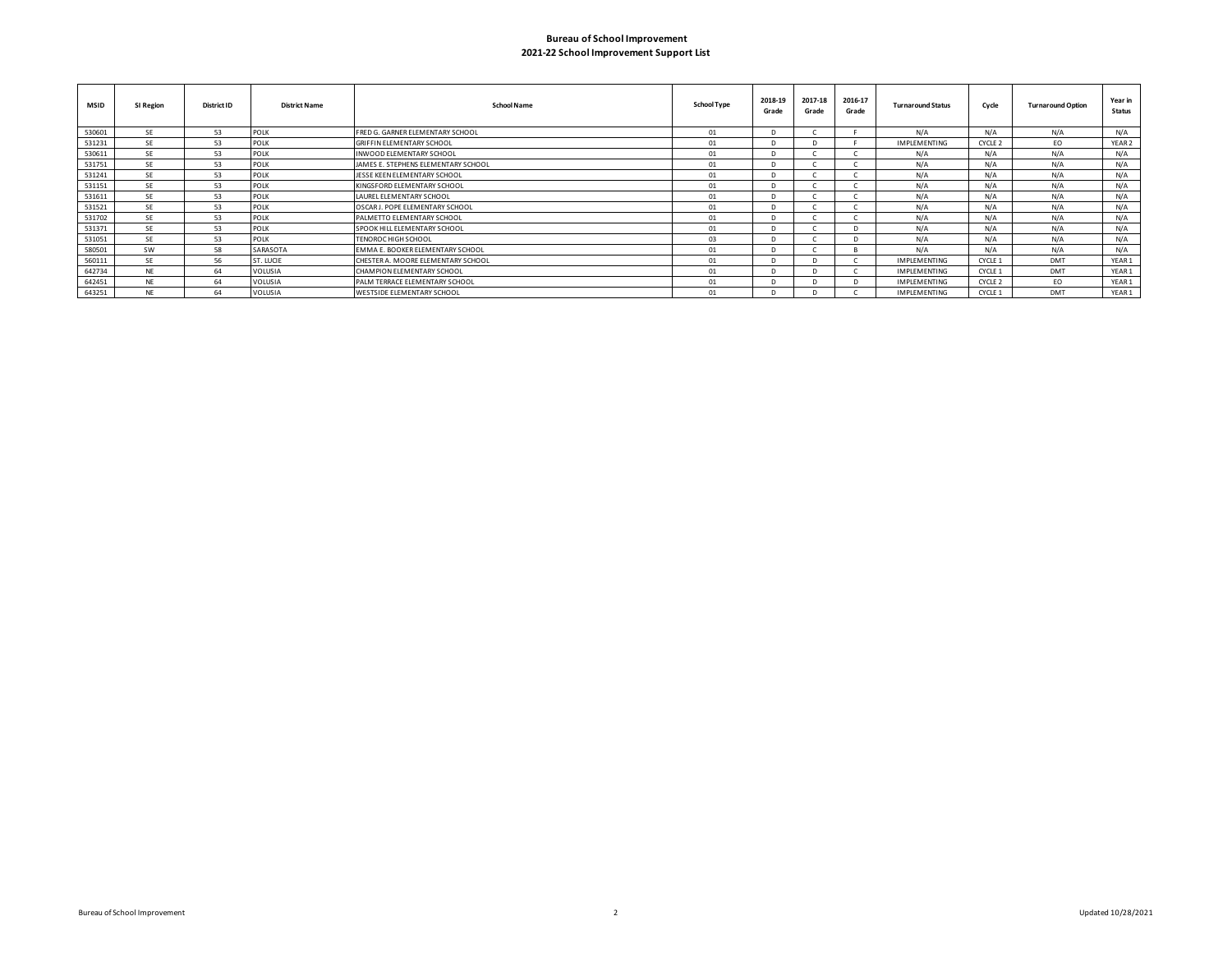**Bureau of School Improvement**

**2021-22 School Improvement Support List**

| MSID | SI Region | District ID | District Name | School Name | School Type | 2018-19 Grade | 2017-18 Grade | 2016-17 Grade | Turnaround Status | Cycle | Turnaround Option | Year in Status |
|---|---|---|---|---|---|---|---|---|---|---|---|---|
| 530601 | SE | 53 | POLK | FRED G. GARNER ELEMENTARY SCHOOL | 01 | D | C | F | N/A | N/A | N/A | N/A |
| 531231 | SE | 53 | POLK | GRIFFIN ELEMENTARY SCHOOL | 01 | D | D | F | IMPLEMENTING | CYCLE 2 | EO | YEAR 2 |
| 530611 | SE | 53 | POLK | INWOOD ELEMENTARY SCHOOL | 01 | D | C | C | N/A | N/A | N/A | N/A |
| 531751 | SE | 53 | POLK | JAMES E. STEPHENS ELEMENTARY SCHOOL | 01 | D | C | C | N/A | N/A | N/A | N/A |
| 531241 | SE | 53 | POLK | JESSE KEEN ELEMENTARY SCHOOL | 01 | D | C | C | N/A | N/A | N/A | N/A |
| 531151 | SE | 53 | POLK | KINGSFORD ELEMENTARY SCHOOL | 01 | D | C | C | N/A | N/A | N/A | N/A |
| 531611 | SE | 53 | POLK | LAUREL ELEMENTARY SCHOOL | 01 | D | C | C | N/A | N/A | N/A | N/A |
| 531521 | SE | 53 | POLK | OSCAR J. POPE ELEMENTARY SCHOOL | 01 | D | C | C | N/A | N/A | N/A | N/A |
| 531702 | SE | 53 | POLK | PALMETTO ELEMENTARY SCHOOL | 01 | D | C | C | N/A | N/A | N/A | N/A |
| 531371 | SE | 53 | POLK | SPOOK HILL ELEMENTARY SCHOOL | 01 | D | C | D | N/A | N/A | N/A | N/A |
| 531051 | SE | 53 | POLK | TENOROC HIGH SCHOOL | 03 | D | C | D | N/A | N/A | N/A | N/A |
| 580501 | SW | 58 | SARASOTA | EMMA E. BOOKER ELEMENTARY SCHOOL | 01 | D | C | B | N/A | N/A | N/A | N/A |
| 560111 | SE | 56 | ST. LUCIE | CHESTER A. MOORE ELEMENTARY SCHOOL | 01 | D | D | C | IMPLEMENTING | CYCLE 1 | DMT | YEAR 1 |
| 642734 | NE | 64 | VOLUSIA | CHAMPION ELEMENTARY SCHOOL | 01 | D | D | C | IMPLEMENTING | CYCLE 1 | DMT | YEAR 1 |
| 642451 | NE | 64 | VOLUSIA | PALM TERRACE ELEMENTARY SCHOOL | 01 | D | D | D | IMPLEMENTING | CYCLE 2 | EO | YEAR 1 |
| 643251 | NE | 64 | VOLUSIA | WESTSIDE ELEMENTARY SCHOOL | 01 | D | D | C | IMPLEMENTING | CYCLE 1 | DMT | YEAR 1 |

Updated 10/28/2021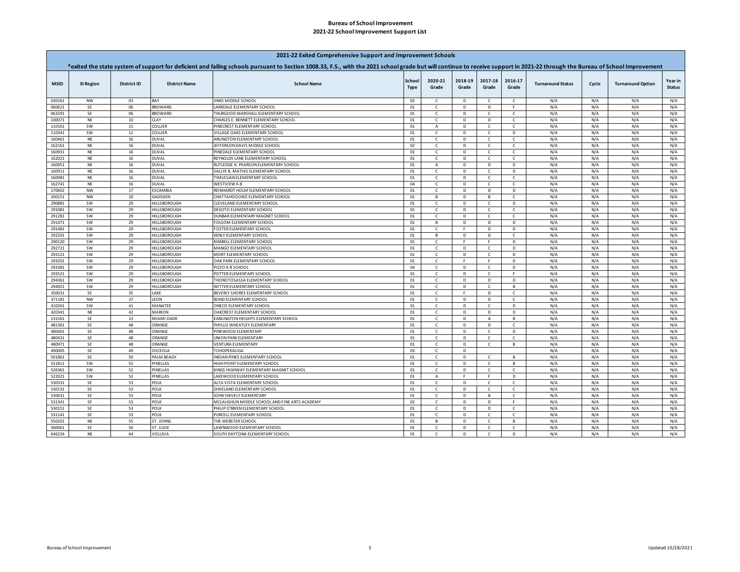# Bureau of School Improvement

## 2021-22 School Improvement Support List

### 2021-22 Exited Comprehensive Support and Improvement Schools

**\*exited the state system of support for deficient and failing schools pursuant to Section 1008.33, F.S., with the 2021 school grade but will continue to receive support in 2021-22 through the Bureau of School Improvement**

| MSID | SI Region | District ID | District Name | School Name | School Type | 2020-21 Grade | 2018-19 Grade | 2017-18 Grade | 2016-17 Grade | Turnaround Status | Cycle | Turnaround Option | Year in Status |
|---|---|---|---|---|---|---|---|---|---|---|---|---|---|
| 030161 | NW | 03 | BAY | JINKS MIDDLE SCHOOL | 02 | C | D | C | C | N/A | N/A | N/A | N/A |
| 060621 | SE | 06 | BROWARD | LARKDALE ELEMENTARY SCHOOL | 01 | C | D | D | F | N/A | N/A | N/A | N/A |
| 063291 | SE | 06 | BROWARD | THURGOOD MARSHALL ELEMENTARY SCHOOL | 01 | C | D | C | C | N/A | N/A | N/A | N/A |
| 100071 | NE | 10 | CLAY | CHARLES E. BENNETT ELEMENTARY SCHOOL | 01 | C | D | D | C | N/A | N/A | N/A | N/A |
| 110161 | SW | 11 | COLLIER | PINECREST ELEMENTARY SCHOOL | 01 | A | D | C | C | N/A | N/A | N/A | N/A |
| 110341 | SW | 11 | COLLIER | VILLAGE OAKS ELEMENTARY SCHOOL | 01 | C | D | C | D | N/A | N/A | N/A | N/A |
| 160461 | NE | 16 | DUVAL | ARLINGTON ELEMENTARY SCHOOL | 01 | C | D | C | C | N/A | N/A | N/A | N/A |
| 162161 | NE | 16 | DUVAL | JEFFERSON DAVIS MIDDLE SCHOOL | 02 | C | D | C | C | N/A | N/A | N/A | N/A |
| 160931 | NE | 16 | DUVAL | PINEDALE ELEMENTARY SCHOOL | 01 | C | D | C | C | N/A | N/A | N/A | N/A |
| 162021 | NE | 16 | DUVAL | REYNOLDS LANE ELEMENTARY SCHOOL | 01 | C | D | C | C | N/A | N/A | N/A | N/A |
| 160951 | NE | 16 | DUVAL | RUTLEDGE H. PEARSON ELEMENTARY SCHOOL | 01 | A | D | D | D | N/A | N/A | N/A | N/A |
| 160911 | NE | 16 | DUVAL | SALLYE B. MATHIS ELEMENTARY SCHOOL | 01 | C | D | C | D | N/A | N/A | N/A | N/A |
| 160981 | NE | 16 | DUVAL | TIMUCUAN ELEMENTARY SCHOOL | 01 | C | D | C | C | N/A | N/A | N/A | N/A |
| 162741 | NE | 16 | DUVAL | WESTVIEW K-8 | 04 | C | D | C | C | N/A | N/A | N/A | N/A |
| 170602 | NW | 17 | ESCAMBIA | REINHARDT HOLM ELEMENTARY SCHOOL | 01 | C | D | D | D | N/A | N/A | N/A | N/A |
| 200151 | NW | 20 | GADSDEN | CHATTAHOOCHEE ELEMENTARY SCHOOL | 01 | B | D | B | C | N/A | N/A | N/A | N/A |
| 290881 | SW | 29 | HILLSBOROUGH | CLEVELAND ELEMENTARY SCHOOL | 01 | C | D | C | D | N/A | N/A | N/A | N/A |
| 291081 | SW | 29 | HILLSBOROUGH | DESOTO ELEMENTARY SCHOOL | 01 | C | D | C | C | N/A | N/A | N/A | N/A |
| 291281 | SW | 29 | HILLSBOROUGH | DUNBAR ELEMENTARY MAGNET SCHOOL | 01 | C | D | C | C | N/A | N/A | N/A | N/A |
| 291471 | SW | 29 | HILLSBOROUGH | FOLSOM ELEMENTARY SCHOOL | 01 | B | D | D | D | N/A | N/A | N/A | N/A |
| 291481 | SW | 29 | HILLSBOROUGH | FOSTER ELEMENTARY SCHOOL | 01 | C | F | D | D | N/A | N/A | N/A | N/A |
| 292201 | SW | 29 | HILLSBOROUGH | KENLY ELEMENTARY SCHOOL | 01 | B | D | D | C | N/A | N/A | N/A | N/A |
| 290120 | SW | 29 | HILLSBOROUGH | KIMBELL ELEMENTARY SCHOOL | 01 | C | F | F | D | N/A | N/A | N/A | N/A |
| 292721 | SW | 29 | HILLSBOROUGH | MANGO ELEMENTARY SCHOOL | 01 | C | D | C | D | N/A | N/A | N/A | N/A |
| 293121 | SW | 29 | HILLSBOROUGH | MORT ELEMENTARY SCHOOL | 01 | C | D | C | D | N/A | N/A | N/A | N/A |
| 293201 | SW | 29 | HILLSBOROUGH | OAK PARK ELEMENTARY SCHOOL | 01 | C | F | F | D | N/A | N/A | N/A | N/A |
| 293381 | SW | 29 | HILLSBOROUGH | PIZZO K-8 SCHOOL | 04 | C | D | C | D | N/A | N/A | N/A | N/A |
| 293521 | SW | 29 | HILLSBOROUGH | POTTER ELEMENTARY SCHOOL | 01 | C | D | C | F | N/A | N/A | N/A | N/A |
| 294361 | SW | 29 | HILLSBOROUGH | THONOTOSASSA ELEMENTARY SCHOOL | 01 | C | D | D | D | N/A | N/A | N/A | N/A |
| 294921 | SW | 29 | HILLSBOROUGH | WITTER ELEMENTARY SCHOOL | 01 | C | D | C | B | N/A | N/A | N/A | N/A |
| 350031 | SE | 35 | LAKE | BEVERLY SHORES ELEMENTARY SCHOOL | 01 | C | F | D | C | N/A | N/A | N/A | N/A |
| 371181 | NW | 37 | LEON | BOND ELEMENTARY SCHOOL | 01 | C | D | D | C | N/A | N/A | N/A | N/A |
| 410261 | SW | 41 | MANATEE | ONECO ELEMENTARY SCHOOL | 01 | C | D | C | D | N/A | N/A | N/A | N/A |
| 420341 | NE | 42 | MARION | OAKCREST ELEMENTARY SCHOOL | 01 | C | D | D | D | N/A | N/A | N/A | N/A |
| 131561 | SE | 13 | MIAMI-DADE | EARLINGTON HEIGHTS ELEMENTARY SCHOOL | 01 | C | D | A | B | N/A | N/A | N/A | N/A |
| 481361 | SE | 48 | ORANGE | PHYLLIS WHEATLEY ELEMENTARY | 01 | C | D | D | C | N/A | N/A | N/A | N/A |
| 480401 | SE | 48 | ORANGE | PINEWOOD ELEMENTARY | 01 | C | D | C | D | N/A | N/A | N/A | N/A |
| 480431 | SE | 48 | ORANGE | UNION PARK ELEMENTARY | 01 | C | D | C | C | N/A | N/A | N/A | N/A |
| 480971 | SE | 48 | ORANGE | VENTURA ELEMENTARY | 01 | C | D | C | B | N/A | N/A | N/A | N/A |
| 490005 | SE | 49 | OSCEOLA | TOHOPEKALIGA | 03 | C | D | | | N/A | N/A | N/A | N/A |
| 501861 | SE | 50 | PALM BEACH | INDIAN PINES ELEMENTARY SCHOOL | 01 | C | D | C | B | N/A | N/A | N/A | N/A |
| 521811 | SW | 52 | PINELLAS | HIGH POINT ELEMENTARY SCHOOL | 01 | C | D | C | B | N/A | N/A | N/A | N/A |
| 526361 | SW | 52 | PINELLAS | KINGS HIGHWAY ELEMENTARY MAGNET SCHOOL | 01 | C | D | C | C | N/A | N/A | N/A | N/A |
| 522021 | SW | 52 | PINELLAS | LAKEWOOD ELEMENTARY SCHOOL | 01 | A | F | F | D | N/A | N/A | N/A | N/A |
| 530331 | SE | 53 | POLK | ALTA VISTA ELEMENTARY SCHOOL | 01 | C | D | C | C | N/A | N/A | N/A | N/A |
| 530131 | SE | 53 | POLK | DIXIELAND ELEMENTARY SCHOOL | 01 | C | D | C | C | N/A | N/A | N/A | N/A |
| 530631 | SE | 53 | POLK | JOHN SNIVELY ELEMENTARY | 01 | C | D | B | C | N/A | N/A | N/A | N/A |
| 531341 | SE | 53 | POLK | MCLAUGHLIN MIDDLE SCHOOL AND FINE ARTS ACADEMY | 02 | C | D | D | F | N/A | N/A | N/A | N/A |
| 530151 | SE | 53 | POLK | PHILIP O'BRIEN ELEMENTARY SCHOOL | 01 | C | D | D | C | N/A | N/A | N/A | N/A |
| 531141 | SE | 53 | POLK | PURCELL ELEMENTARY SCHOOL | 01 | C | D | C | C | N/A | N/A | N/A | N/A |
| 550201 | NE | 55 | ST. JOHNS | THE WEBSTER SCHOOL | 01 | B | D | C | B | N/A | N/A | N/A | N/A |
| 560061 | SE | 56 | ST. LUCIE | LAWNWOOD ELEMENTARY SCHOOL | 01 | C | D | C | C | N/A | N/A | N/A | N/A |
| 646234 | NE | 64 | VOLUSIA | SOUTH DAYTONA ELEMENTARY SCHOOL | 01 | C | D | C | D | N/A | N/A | N/A | N/A |